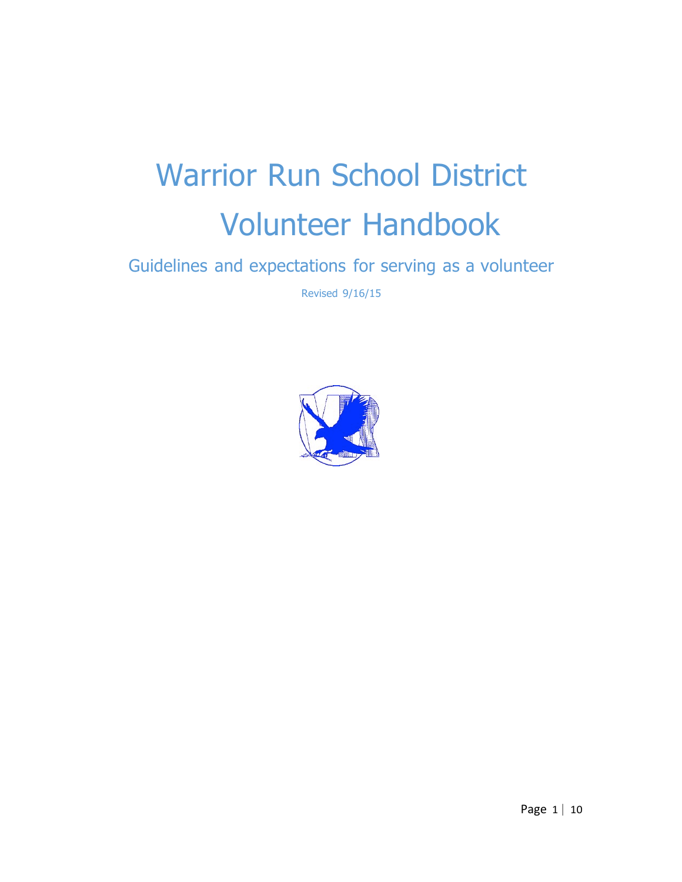# Warrior Run School District Volunteer Handbook

## Guidelines and expectations for serving as a volunteer

Revised 9/16/15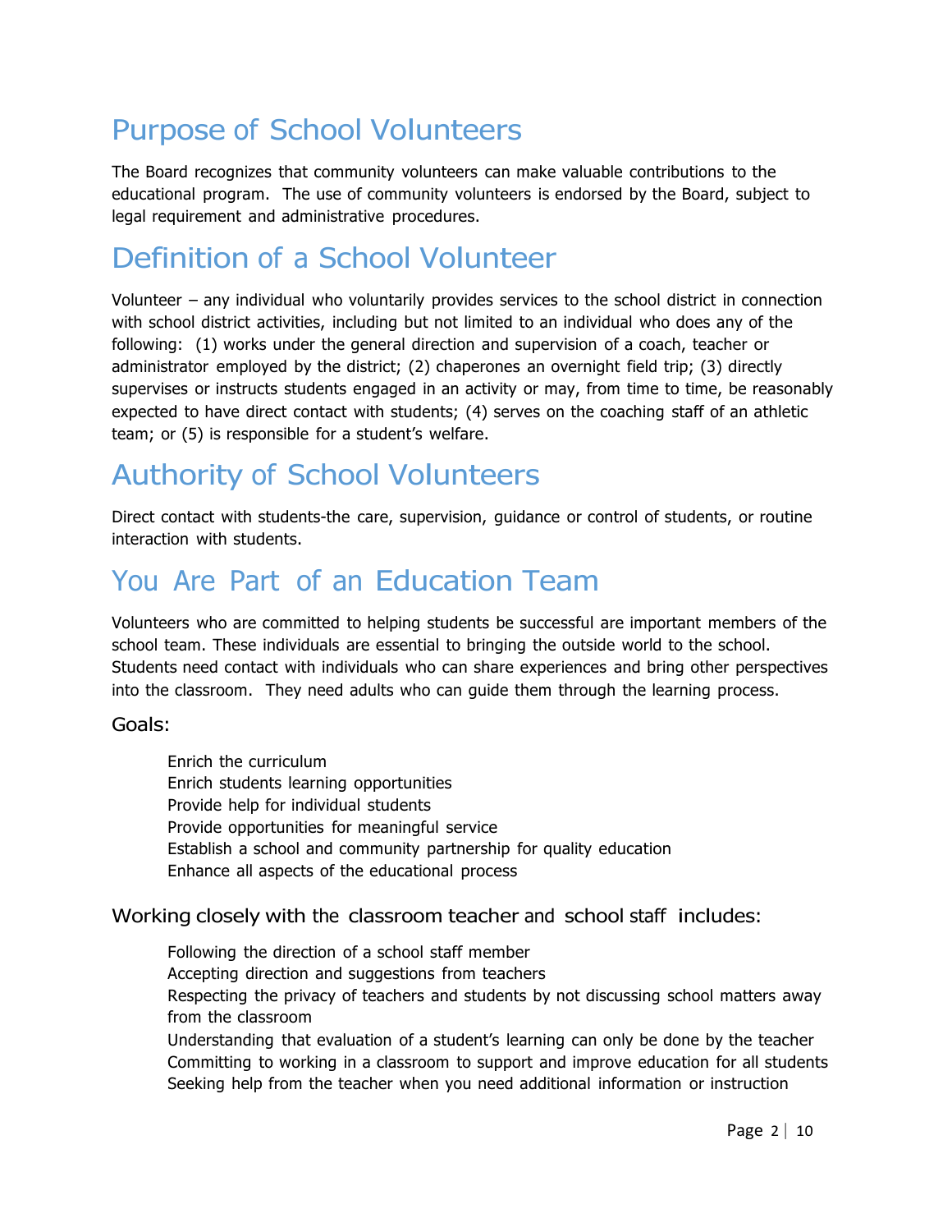# Purpose of School Volunteers

The Board recognizes that community volunteers can make valuable contributions to the educational program. The use of community volunteers is endorsed by the Board, subject to legal requirement and administrative procedures.

# Definition of a School Volunteer

Volunteer – any individual who voluntarily provides services to the school district in connection with school district activities, including but not limited to an individual who does any of the following: (1) works under the general direction and supervision of a coach, teacher or administrator employed by the district; (2) chaperones an overnight field trip; (3) directly supervises or instructs students engaged in an activity or may, from time to time, be reasonably expected to have direct contact with students; (4) serves on the coaching staff of an athletic team; or (5) is responsible for a student's welfare.

# Authority of School Volunteers

Direct contact with students-the care, supervision, guidance or control of students, or routine interaction with students.

# You Are Part of an Education Team

Volunteers who are committed to helping students be successful are important members of the school team. These individuals are essential to bringing the outside world to the school. Students need contact with individuals who can share experiences and bring other perspectives into the classroom. They need adults who can guide them through the learning process.

### Goals:

- Enrich the curriculum
- Enrich students learning opportunities
- Provide help for individual students
- Provide opportunities for meaningful service
- Establish a school and community partnership for quality education
- Enhance all aspects of the educational process

### Working closely with the classroom teacher and school staff includes:

- Following the direction of a school staff member
- Accepting direction and suggestions from teachers
- Respecting the privacy of teachers and students by not discussing school matters away from the classroom
- Understanding that evaluation of a student's learning can only be done by the teacher
- Committing to working in a classroom to support and improve education for all students
- Seeking help from the teacher when you need additional information or instruction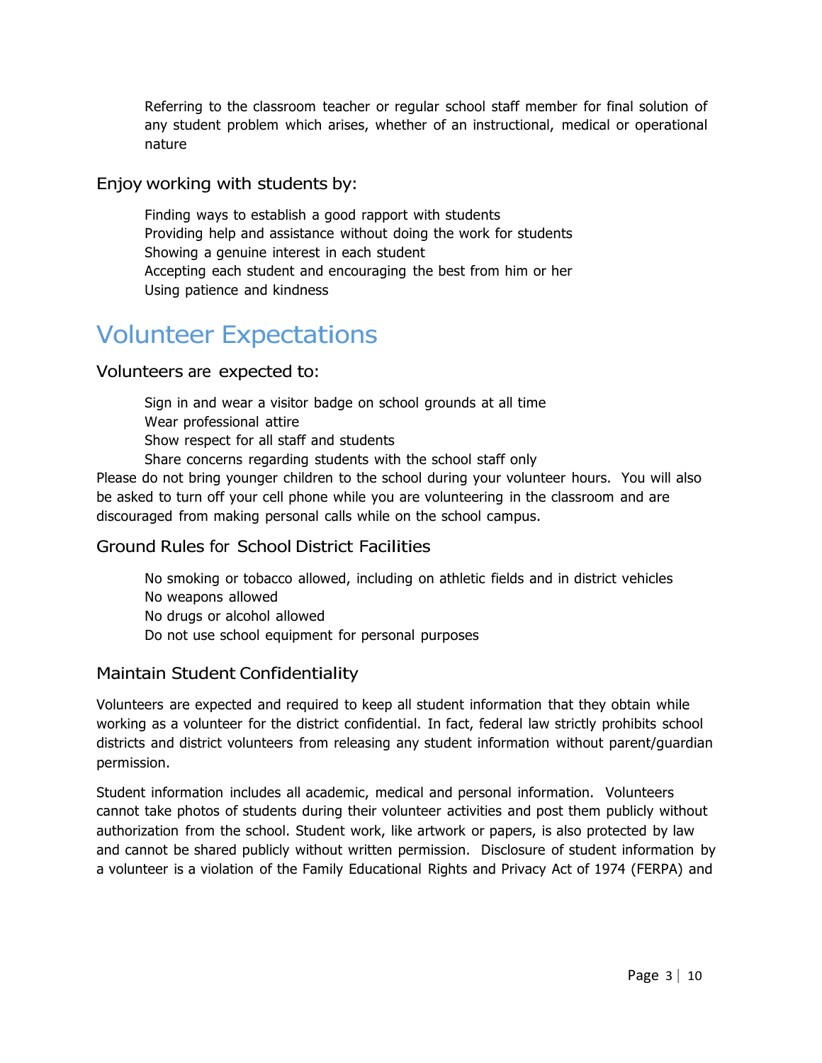Referring to the classroom teacher or regular school staff member for final solution of any student problem which arises, whether of an instructional, medical or operational nature

### Enjoy working with students by:

- Finding ways to establish a good rapport with students
- Providing help and assistance without doing the work for students
- Showing a genuine interest in each student
- Accepting each student and encouraging the best from him or her
- Using patience and kindness

## Volunteer Expectations

### Volunteers are expected to:

- Sign in and wear a visitor badge on school grounds at all time
- Wear professional attire
- Show respect for all staff and students
- Share concerns regarding students with the school staff only

Please do not bring younger children to the school during your volunteer hours. You will also be asked to turn off your cell phone while you are volunteering in the classroom and are discouraged from making personal calls while on the school campus.

### Ground Rules for School District Facilities

- No smoking or tobacco allowed, including on athletic fields and in district vehicles
- No weapons allowed
- No drugs or alcohol allowed
- Do not use school equipment for personal purposes

### Maintain Student Confidentiality

Volunteers are expected and required to keep all student information that they obtain while working as a volunteer for the district confidential. In fact, federal law strictly prohibits school districts and district volunteers from releasing any student information without parent/guardian permission.

Student information includes all academic, medical and personal information. Volunteers cannot take photos of students during their volunteer activities and post them publicly without authorization from the school. Student work, like artwork or papers, is also protected by law and cannot be shared publicly without written permission. Disclosure of student information by a volunteer is a violation of the Family Educational Rights and Privacy Act of 1974 (FERPA) and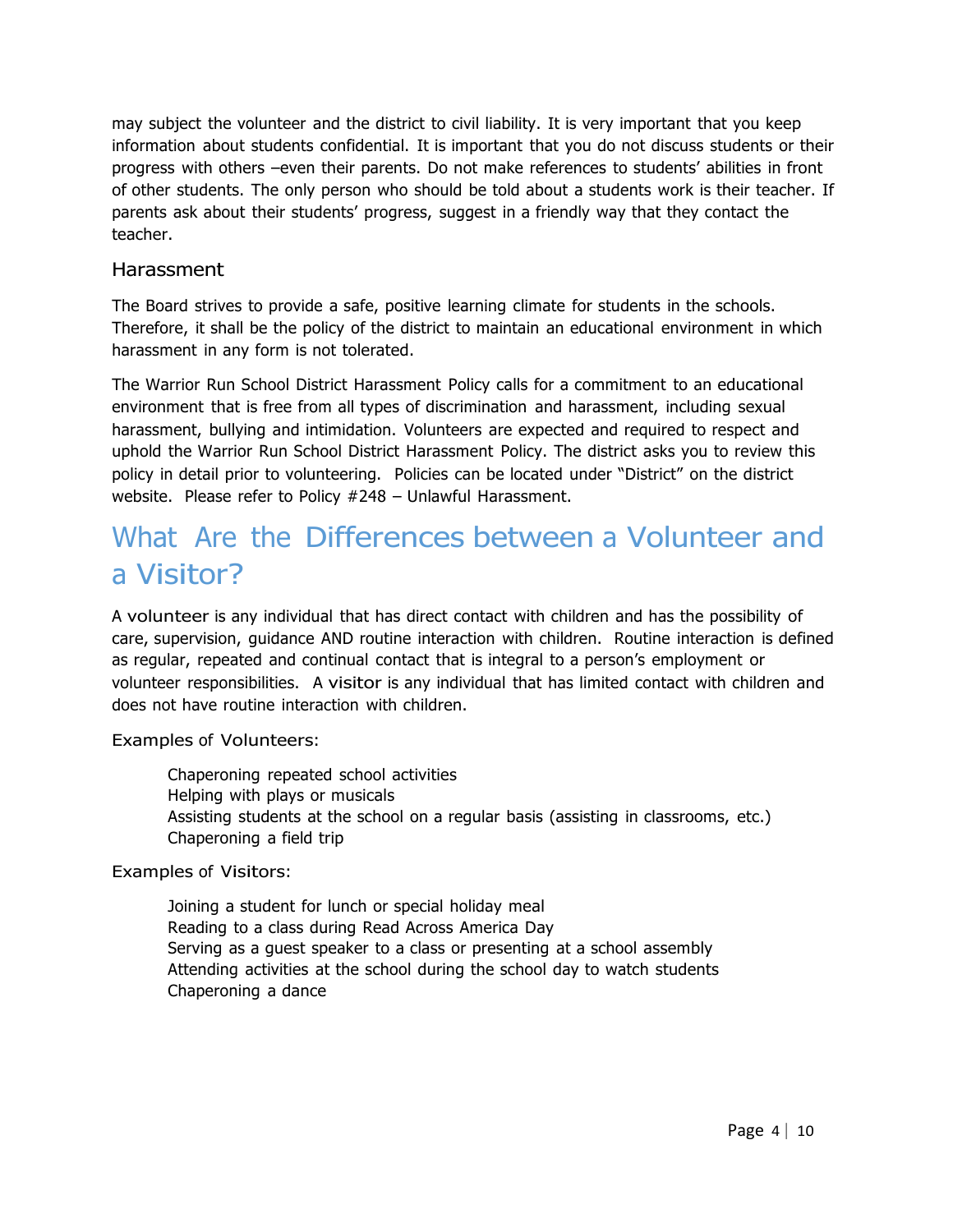may subject the volunteer and the district to civil liability. It is very important that you keep information about students confidential. It is important that you do not discuss students or their progress with others –even their parents. Do not make references to students' abilities in front of other students. The only person who should be told about a students work is their teacher. If parents ask about their students' progress, suggest in a friendly way that they contact the teacher.

### Harassment

The Board strives to provide a safe, positive learning climate for students in the schools. Therefore, it shall be the policy of the district to maintain an educational environment in which harassment in any form is not tolerated.

The Warrior Run School District Harassment Policy calls for a commitment to an educational environment that is free from all types of discrimination and harassment, including sexual harassment, bullying and intimidation. Volunteers are expected and required to respect and uphold the Warrior Run School District Harassment Policy. The district asks you to review this policy in detail prior to volunteering. Policies can be located under "District" on the district website. Please refer to Policy #248 – Unlawful Harassment.

# What Are the Differences between a Volunteer and a Visitor?

A volunteer is any individual that has direct contact with children and has the possibility of care, supervision, guidance AND routine interaction with children. Routine interaction is defined as regular, repeated and continual contact that is integral to a person's employment or volunteer responsibilities. A visitor is any individual that has limited contact with children and does not have routine interaction with children.

### Examples of Volunteers:

- Chaperoning repeated school activities
- Helping with plays or musicals
- Assisting students at the school on a regular basis (assisting in classrooms, etc.)
- Chaperoning a field trip

### Examples of Visitors:

- Joining a student for lunch or special holiday meal
- Reading to a class during Read Across America Day
- Serving as a guest speaker to a class or presenting at a school assembly
- Attending activities at the school during the school day to watch students
- Chaperoning a dance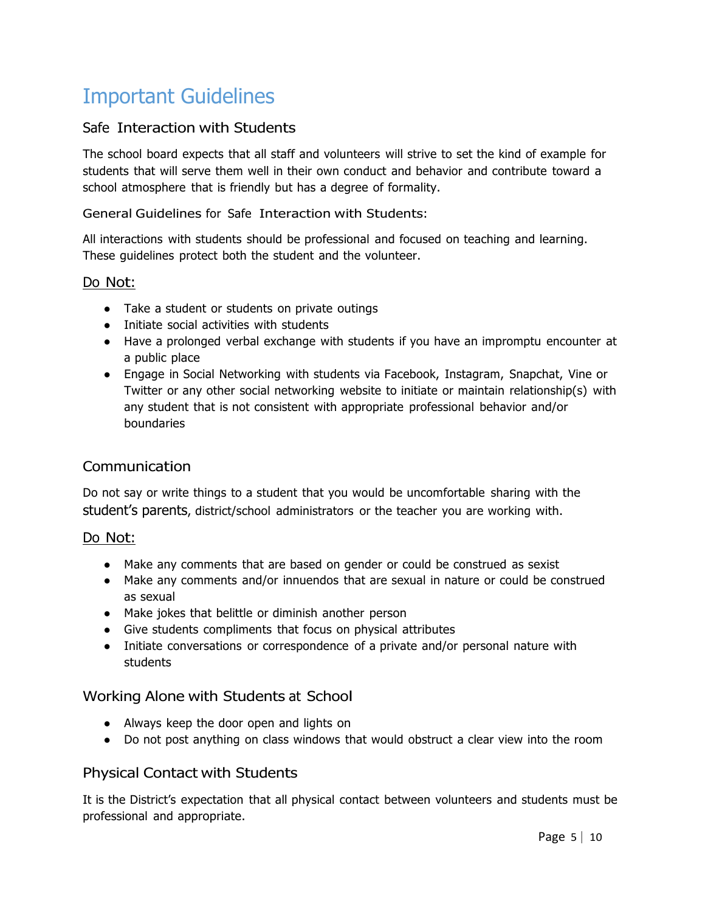# Important Guidelines

## Safe Interaction with Students

The school board expects that all staff and volunteers will strive to set the kind of example for students that will serve them well in their own conduct and behavior and contribute toward a school atmosphere that is friendly but has a degree of formality.

### General Guidelines for Safe Interaction with Students:

All interactions with students should be professional and focused on teaching and learning. These guidelines protect both the student and the volunteer.

<u>Do Not:</u>

- Take a student or students on private outings
- Initiate social activities with students
- Have a prolonged verbal exchange with students if you have an impromptu encounter at a public place
- Engage in Social Networking with students via Facebook, Instagram, Snapchat, Vine or Twitter or any other social networking website to initiate or maintain relationship(s) with any student that is not consistent with appropriate professional behavior and/or boundaries

## Communication

Do not say or write things to a student that you would be uncomfortable sharing with the student's parents, district/school administrators or the teacher you are working with.

<u>Do Not:</u>

- Make any comments that are based on gender or could be construed as sexist
- Make any comments and/or innuendos that are sexual in nature or could be construed as sexual
- Make jokes that belittle or diminish another person
- Give students compliments that focus on physical attributes
- Initiate conversations or correspondence of a private and/or personal nature with students

## Working Alone with Students at School

- Always keep the door open and lights on
- Do not post anything on class windows that would obstruct a clear view into the room

## Physical Contact with Students

It is the District's expectation that all physical contact between volunteers and students must be professional and appropriate.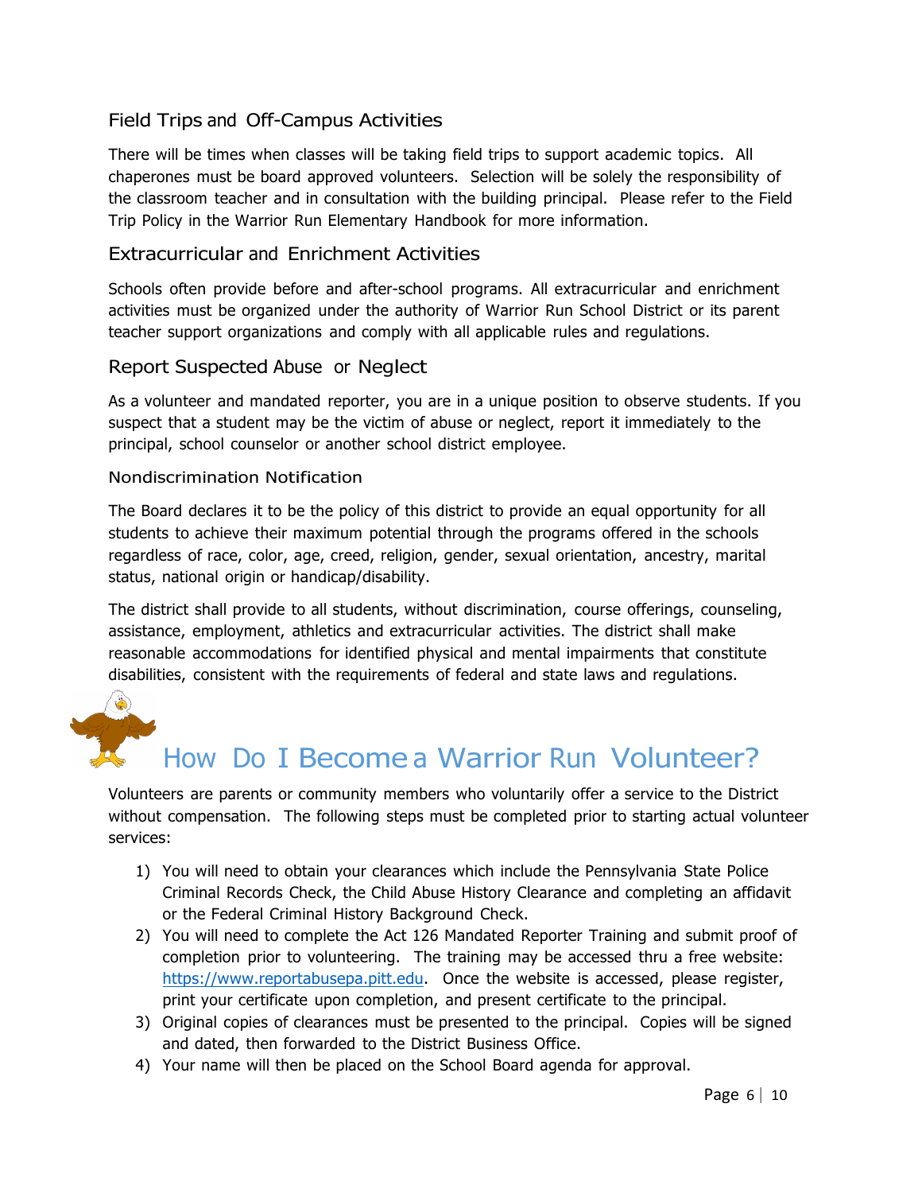## Field Trips and Off-Campus Activities

There will be times when classes will be taking field trips to support academic topics. All chaperones must be board approved volunteers. Selection will be solely the responsibility of the classroom teacher and in consultation with the building principal. Please refer to the Field Trip Policy in the Warrior Run Elementary Handbook for more information.

## Extracurricular and Enrichment Activities

Schools often provide before and after-school programs. All extracurricular and enrichment activities must be organized under the authority of Warrior Run School District or its parent teacher support organizations and comply with all applicable rules and regulations.

## Report Suspected Abuse or Neglect

As a volunteer and mandated reporter, you are in a unique position to observe students. If you suspect that a student may be the victim of abuse or neglect, report it immediately to the principal, school counselor or another school district employee.

### Nondiscrimination Notification

The Board declares it to be the policy of this district to provide an equal opportunity for all students to achieve their maximum potential through the programs offered in the schools regardless of race, color, age, creed, religion, gender, sexual orientation, ancestry, marital status, national origin or handicap/disability.

The district shall provide to all students, without discrimination, course offerings, counseling, assistance, employment, athletics and extracurricular activities. The district shall make reasonable accommodations for identified physical and mental impairments that constitute disabilities, consistent with the requirements of federal and state laws and regulations.

# How Do I Become a Warrior Run Volunteer?

Volunteers are parents or community members who voluntarily offer a service to the District without compensation. The following steps must be completed prior to starting actual volunteer services:

1) You will need to obtain your clearances which include the Pennsylvania State Police Criminal Records Check, the Child Abuse History Clearance and completing an affidavit or the Federal Criminal History Background Check.
2) You will need to complete the Act 126 Mandated Reporter Training and submit proof of completion prior to volunteering. The training may be accessed thru a free website: https://www.reportabusepa.pitt.edu. Once the website is accessed, please register, print your certificate upon completion, and present certificate to the principal.
3) Original copies of clearances must be presented to the principal. Copies will be signed and dated, then forwarded to the District Business Office.
4) Your name will then be placed on the School Board agenda for approval.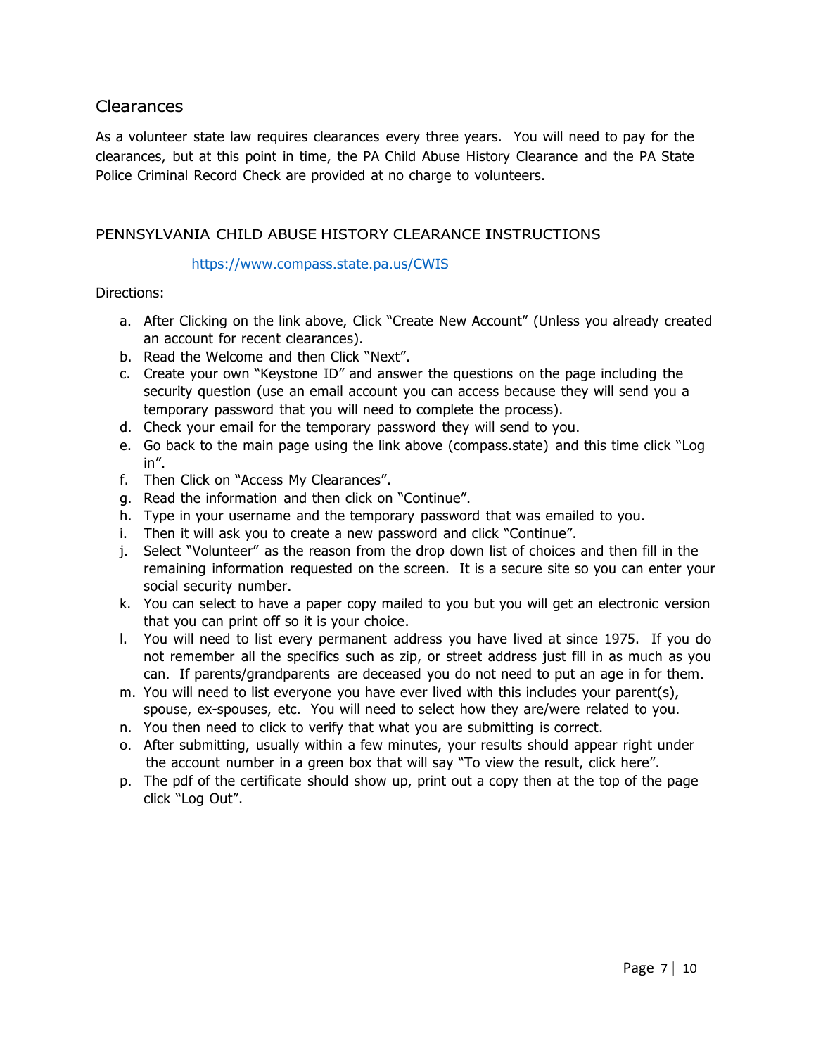## Clearances

As a volunteer state law requires clearances every three years. You will need to pay for the clearances, but at this point in time, the PA Child Abuse History Clearance and the PA State Police Criminal Record Check are provided at no charge to volunteers.

### PENNSYLVANIA CHILD ABUSE HISTORY CLEARANCE INSTRUCTIONS

https://www.compass.state.pa.us/CWIS

Directions:

a. After Clicking on the link above, Click "Create New Account" (Unless you already created an account for recent clearances).
b. Read the Welcome and then Click "Next".
c. Create your own "Keystone ID" and answer the questions on the page including the security question (use an email account you can access because they will send you a temporary password that you will need to complete the process).
d. Check your email for the temporary password they will send to you.
e. Go back to the main page using the link above (compass.state) and this time click "Log in".
f. Then Click on "Access My Clearances".
g. Read the information and then click on "Continue".
h. Type in your username and the temporary password that was emailed to you.
i. Then it will ask you to create a new password and click "Continue".
j. Select "Volunteer" as the reason from the drop down list of choices and then fill in the remaining information requested on the screen. It is a secure site so you can enter your social security number.
k. You can select to have a paper copy mailed to you but you will get an electronic version that you can print off so it is your choice.
l. You will need to list every permanent address you have lived at since 1975. If you do not remember all the specifics such as zip, or street address just fill in as much as you can. If parents/grandparents are deceased you do not need to put an age in for them.
m. You will need to list everyone you have ever lived with this includes your parent(s), spouse, ex-spouses, etc. You will need to select how they are/were related to you.
n. You then need to click to verify that what you are submitting is correct.
o. After submitting, usually within a few minutes, your results should appear right under the account number in a green box that will say "To view the result, click here".
p. The pdf of the certificate should show up, print out a copy then at the top of the page click "Log Out".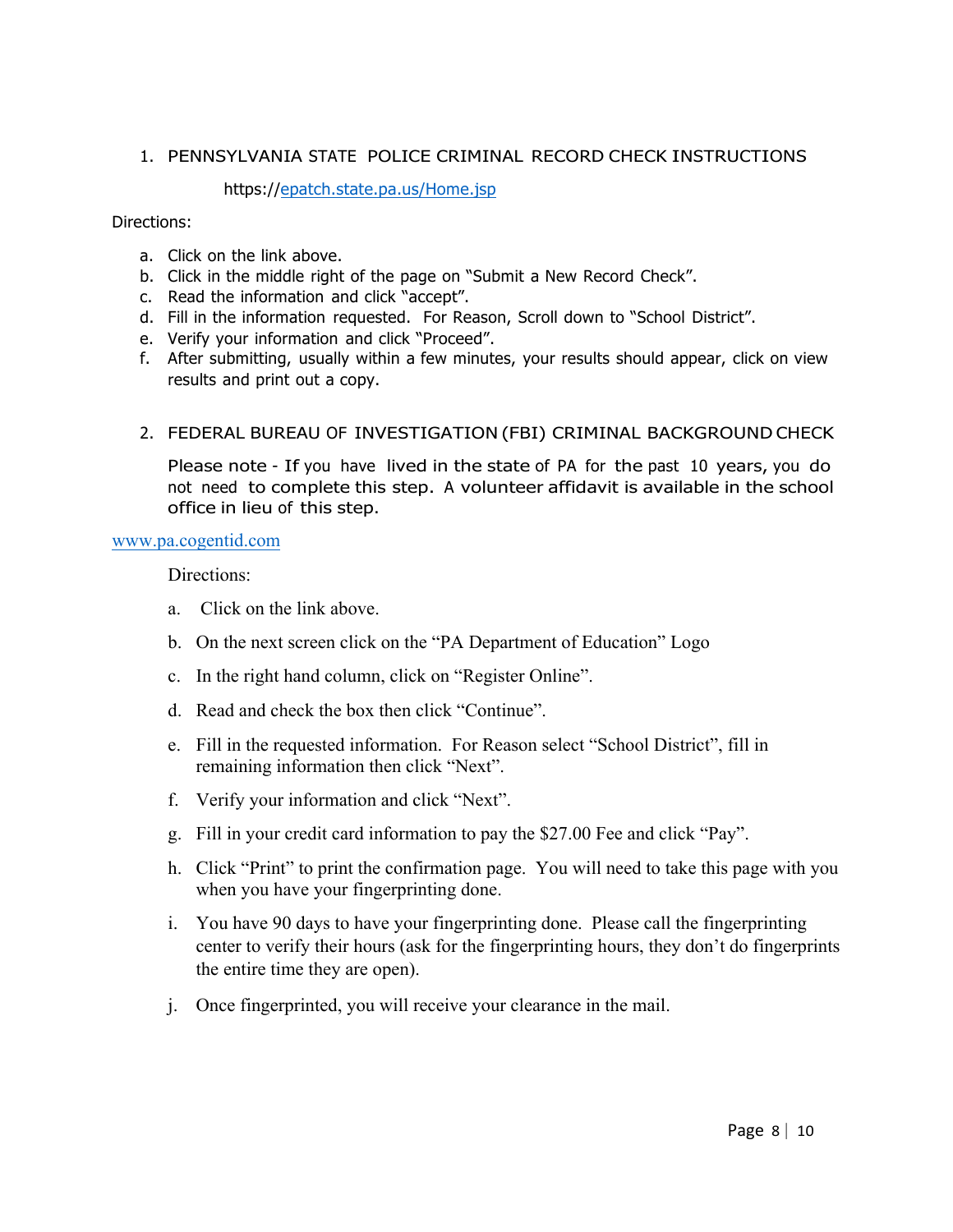1. PENNSYLVANIA STATE POLICE CRIMINAL RECORD CHECK INSTRUCTIONS

   https://epatch.state.pa.us/Home.jsp

Directions:

a. Click on the link above.
b. Click in the middle right of the page on "Submit a New Record Check".
c. Read the information and click "accept".
d. Fill in the information requested. For Reason, Scroll down to "School District".
e. Verify your information and click "Proceed".
f. After submitting, usually within a few minutes, your results should appear, click on view results and print out a copy.

2. FEDERAL BUREAU OF INVESTIGATION (FBI) CRIMINAL BACKGROUND CHECK

   Please note - If you have lived in the state of PA for the past 10 years, you do not need to complete this step. A volunteer affidavit is available in the school office in lieu of this step.

www.pa.cogentid.com

Directions:

a. Click on the link above.
b. On the next screen click on the "PA Department of Education" Logo
c. In the right hand column, click on "Register Online".
d. Read and check the box then click "Continue".
e. Fill in the requested information. For Reason select "School District", fill in remaining information then click "Next".
f. Verify your information and click "Next".
g. Fill in your credit card information to pay the $27.00 Fee and click "Pay".
h. Click "Print" to print the confirmation page. You will need to take this page with you when you have your fingerprinting done.
i. You have 90 days to have your fingerprinting done. Please call the fingerprinting center to verify their hours (ask for the fingerprinting hours, they don't do fingerprints the entire time they are open).
j. Once fingerprinted, you will receive your clearance in the mail.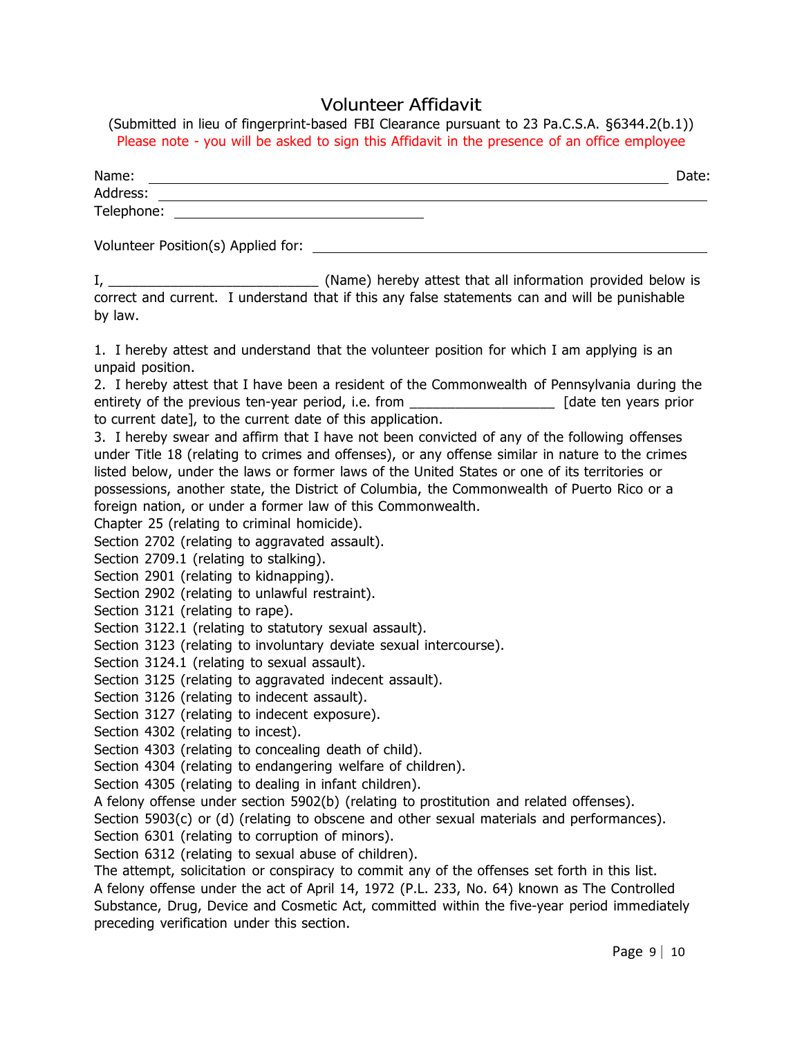# Volunteer Affidavit

(Submitted in lieu of fingerprint-based FBI Clearance pursuant to 23 Pa.C.S.A. §6344.2(b.1))

Please note - you will be asked to sign this Affidavit in the presence of an office employee

Name: ______________________________________________ Date:

Address: ______________________________________________

Telephone: ____________________________

Volunteer Position(s) Applied for: ______________________________________

I, ___________________________ (Name) hereby attest that all information provided below is correct and current. I understand that if this any false statements can and will be punishable by law.

1. I hereby attest and understand that the volunteer position for which I am applying is an unpaid position.
2. I hereby attest that I have been a resident of the Commonwealth of Pennsylvania during the entirety of the previous ten-year period, i.e. from __________________ [date ten years prior to current date], to the current date of this application.
3. I hereby swear and affirm that I have not been convicted of any of the following offenses under Title 18 (relating to crimes and offenses), or any offense similar in nature to the crimes listed below, under the laws or former laws of the United States or one of its territories or possessions, another state, the District of Columbia, the Commonwealth of Puerto Rico or a foreign nation, or under a former law of this Commonwealth.

Chapter 25 (relating to criminal homicide).
Section 2702 (relating to aggravated assault).
Section 2709.1 (relating to stalking).
Section 2901 (relating to kidnapping).
Section 2902 (relating to unlawful restraint).
Section 3121 (relating to rape).
Section 3122.1 (relating to statutory sexual assault).
Section 3123 (relating to involuntary deviate sexual intercourse).
Section 3124.1 (relating to sexual assault).
Section 3125 (relating to aggravated indecent assault).
Section 3126 (relating to indecent assault).
Section 3127 (relating to indecent exposure).
Section 4302 (relating to incest).
Section 4303 (relating to concealing death of child).
Section 4304 (relating to endangering welfare of children).
Section 4305 (relating to dealing in infant children).
A felony offense under section 5902(b) (relating to prostitution and related offenses).
Section 5903(c) or (d) (relating to obscene and other sexual materials and performances).
Section 6301 (relating to corruption of minors).
Section 6312 (relating to sexual abuse of children).
The attempt, solicitation or conspiracy to commit any of the offenses set forth in this list.
A felony offense under the act of April 14, 1972 (P.L. 233, No. 64) known as The Controlled Substance, Drug, Device and Cosmetic Act, committed within the five-year period immediately preceding verification under this section.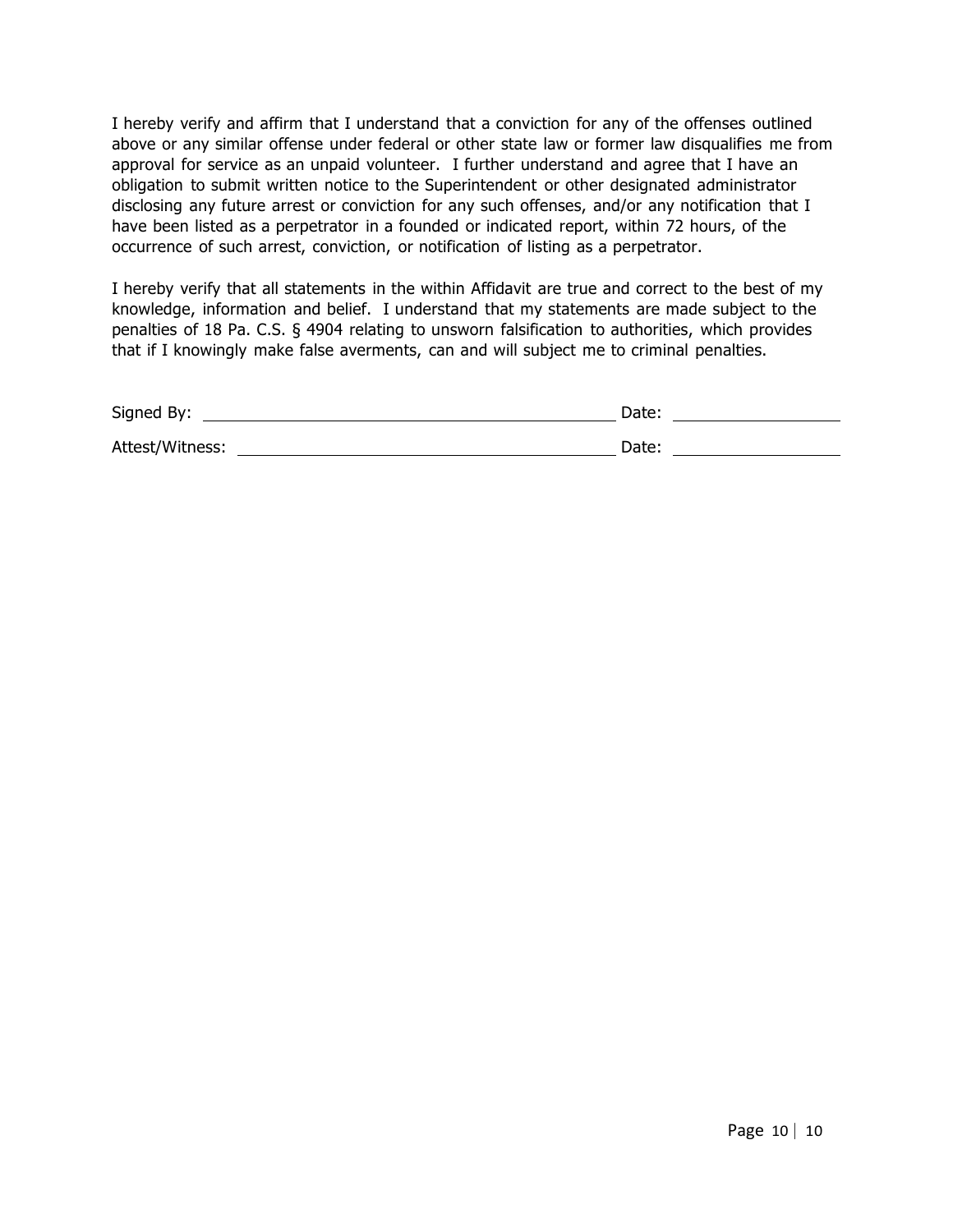I hereby verify and affirm that I understand that a conviction for any of the offenses outlined above or any similar offense under federal or other state law or former law disqualifies me from approval for service as an unpaid volunteer. I further understand and agree that I have an obligation to submit written notice to the Superintendent or other designated administrator disclosing any future arrest or conviction for any such offenses, and/or any notification that I have been listed as a perpetrator in a founded or indicated report, within 72 hours, of the occurrence of such arrest, conviction, or notification of listing as a perpetrator.

I hereby verify that all statements in the within Affidavit are true and correct to the best of my knowledge, information and belief. I understand that my statements are made subject to the penalties of 18 Pa. C.S. § 4904 relating to unsworn falsification to authorities, which provides that if I knowingly make false averments, can and will subject me to criminal penalties.

Signed By: ______________________________ Date: ______________

Attest/Witness: ______________________________ Date: ______________